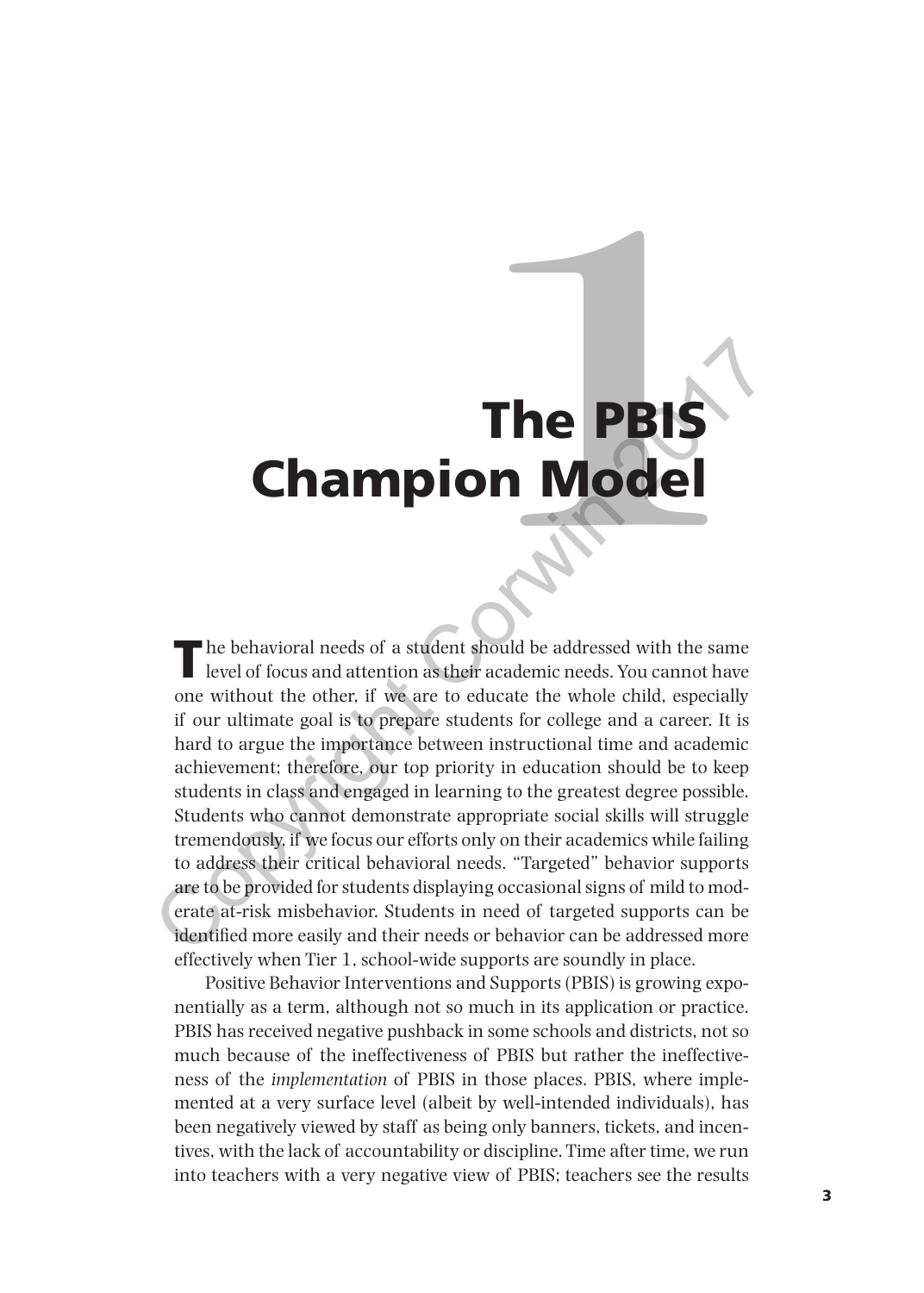# 1 The PBIS Champion Model

The behavioral needs of a student should be addressed with the same level of focus and attention as their academic needs. You cannot have one without the other, if we are to educate the whole child, especially if our ultimate goal is to prepare students for college and a career. It is hard to argue the importance between instructional time and academic achievement; therefore, our top priority in education should be to keep students in class and engaged in learning to the greatest degree possible. Students who cannot demonstrate appropriate social skills will struggle tremendously, if we focus our efforts only on their academics while failing to address their critical behavioral needs. "Targeted" behavior supports are to be provided for students displaying occasional signs of mild to moderate at-risk misbehavior. Students in need of targeted supports can be identified more easily and their needs or behavior can be addressed more effectively when Tier 1, school-wide supports are soundly in place.

Positive Behavior Interventions and Supports (PBIS) is growing exponentially as a term, although not so much in its application or practice. PBIS has received negative pushback in some schools and districts, not so much because of the ineffectiveness of PBIS but rather the ineffectiveness of the *implementation* of PBIS in those places. PBIS, where implemented at a very surface level (albeit by well-intended individuals), has been negatively viewed by staff as being only banners, tickets, and incentives, with the lack of accountability or discipline. Time after time, we run into teachers with a very negative view of PBIS; teachers see the results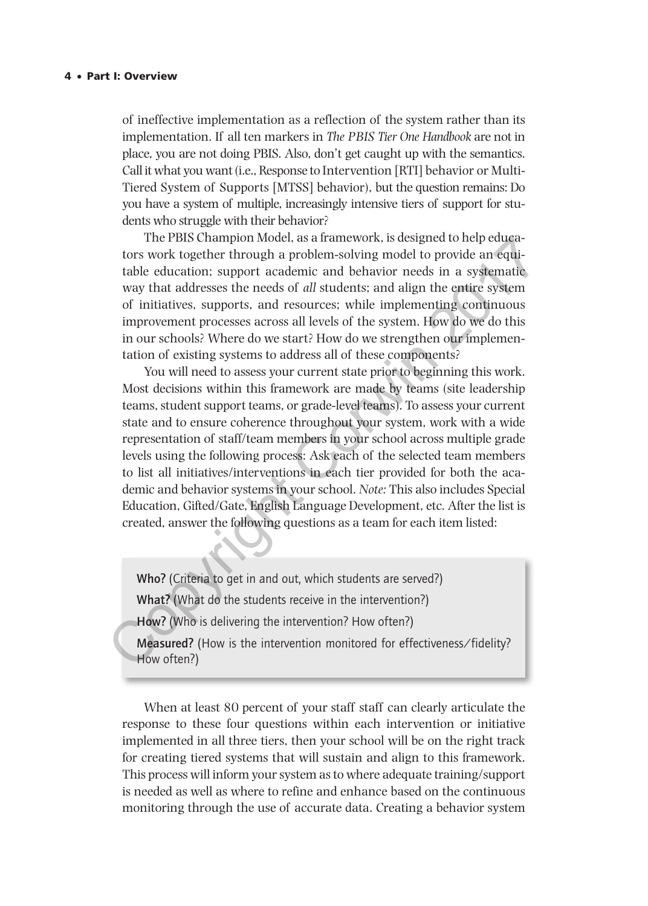of ineffective implementation as a reflection of the system rather than its implementation. If all ten markers in *The PBIS Tier One Handbook* are not in place, you are not doing PBIS. Also, don't get caught up with the semantics. Call it what you want (i.e., Response to Intervention [RTI] behavior or Multi-Tiered System of Supports [MTSS] behavior), but the question remains: Do you have a system of multiple, increasingly intensive tiers of support for students who struggle with their behavior?

The PBIS Champion Model, as a framework, is designed to help educators work together through a problem-solving model to provide an equitable education; support academic and behavior needs in a systematic way that addresses the needs of *all* students; and align the entire system of initiatives, supports, and resources; while implementing continuous improvement processes across all levels of the system. How do we do this in our schools? Where do we start? How do we strengthen our implementation of existing systems to address all of these components?

You will need to assess your current state prior to beginning this work. Most decisions within this framework are made by teams (site leadership teams, student support teams, or grade-level teams). To assess your current state and to ensure coherence throughout your system, work with a wide representation of staff/team members in your school across multiple grade levels using the following process: Ask each of the selected team members to list all initiatives/interventions in each tier provided for both the academic and behavior systems in your school. *Note:* This also includes Special Education, Gifted/Gate, English Language Development, etc. After the list is created, answer the following questions as a team for each item listed:

**Who?** (Criteria to get in and out, which students are served?)

**What?** (What do the students receive in the intervention?)

**How?** (Who is delivering the intervention? How often?)

**Measured?** (How is the intervention monitored for effectiveness/fidelity? How often?)

When at least 80 percent of your staff staff can clearly articulate the response to these four questions within each intervention or initiative implemented in all three tiers, then your school will be on the right track for creating tiered systems that will sustain and align to this framework. This process will inform your system as to where adequate training/support is needed as well as where to refine and enhance based on the continuous monitoring through the use of accurate data. Creating a behavior system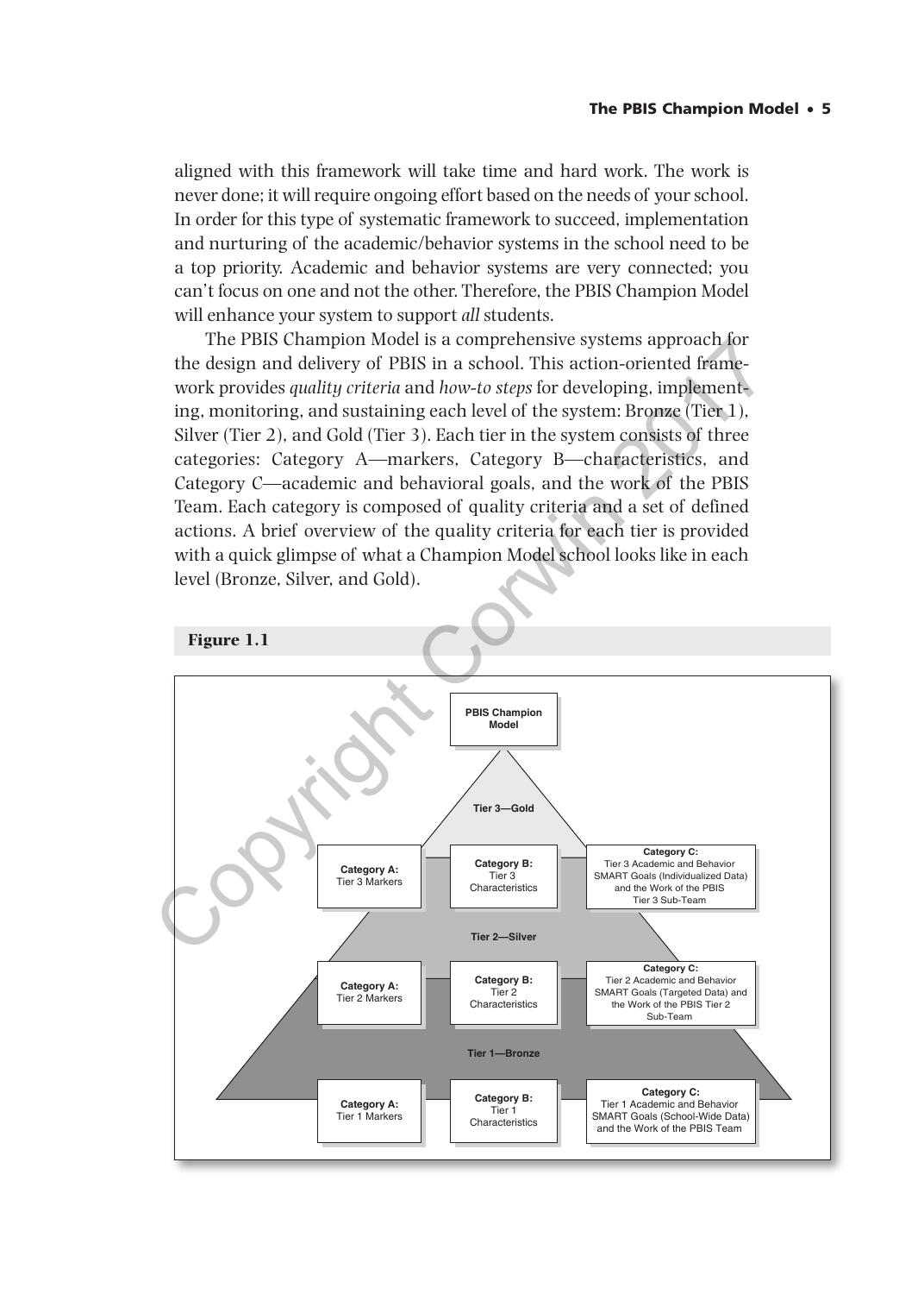aligned with this framework will take time and hard work. The work is never done; it will require ongoing effort based on the needs of your school. In order for this type of systematic framework to succeed, implementation and nurturing of the academic/behavior systems in the school need to be a top priority. Academic and behavior systems are very connected; you can't focus on one and not the other. Therefore, the PBIS Champion Model will enhance your system to support *all* students.

The PBIS Champion Model is a comprehensive systems approach for the design and delivery of PBIS in a school. This action-oriented framework provides *quality criteria* and *how-to steps* for developing, implementing, monitoring, and sustaining each level of the system: Bronze (Tier 1), Silver (Tier 2), and Gold (Tier 3). Each tier in the system consists of three categories: Category A—markers, Category B—characteristics, and Category C—academic and behavioral goals, and the work of the PBIS Team. Each category is composed of quality criteria and a set of defined actions. A brief overview of the quality criteria for each tier is provided with a quick glimpse of what a Champion Model school looks like in each level (Bronze, Silver, and Gold).

**Figure 1.1**

PBIS Champion Model

Tier 3—Gold

Category A: Tier 3 Markers

Category B: Tier 3 Characteristics

Category C: Tier 3 Academic and Behavior SMART Goals (Individualized Data) and the Work of the PBIS Tier 3 Sub-Team

Tier 2—Silver

Category A: Tier 2 Markers

Category B: Tier 2 Characteristics

Category C: Tier 2 Academic and Behavior SMART Goals (Targeted Data) and the Work of the PBIS Tier 2 Sub-Team

Tier 1—Bronze

Category A: Tier 1 Markers

Category B: Tier 1 Characteristics

Category C: Tier 1 Academic and Behavior SMART Goals (School-Wide Data) and the Work of the PBIS Team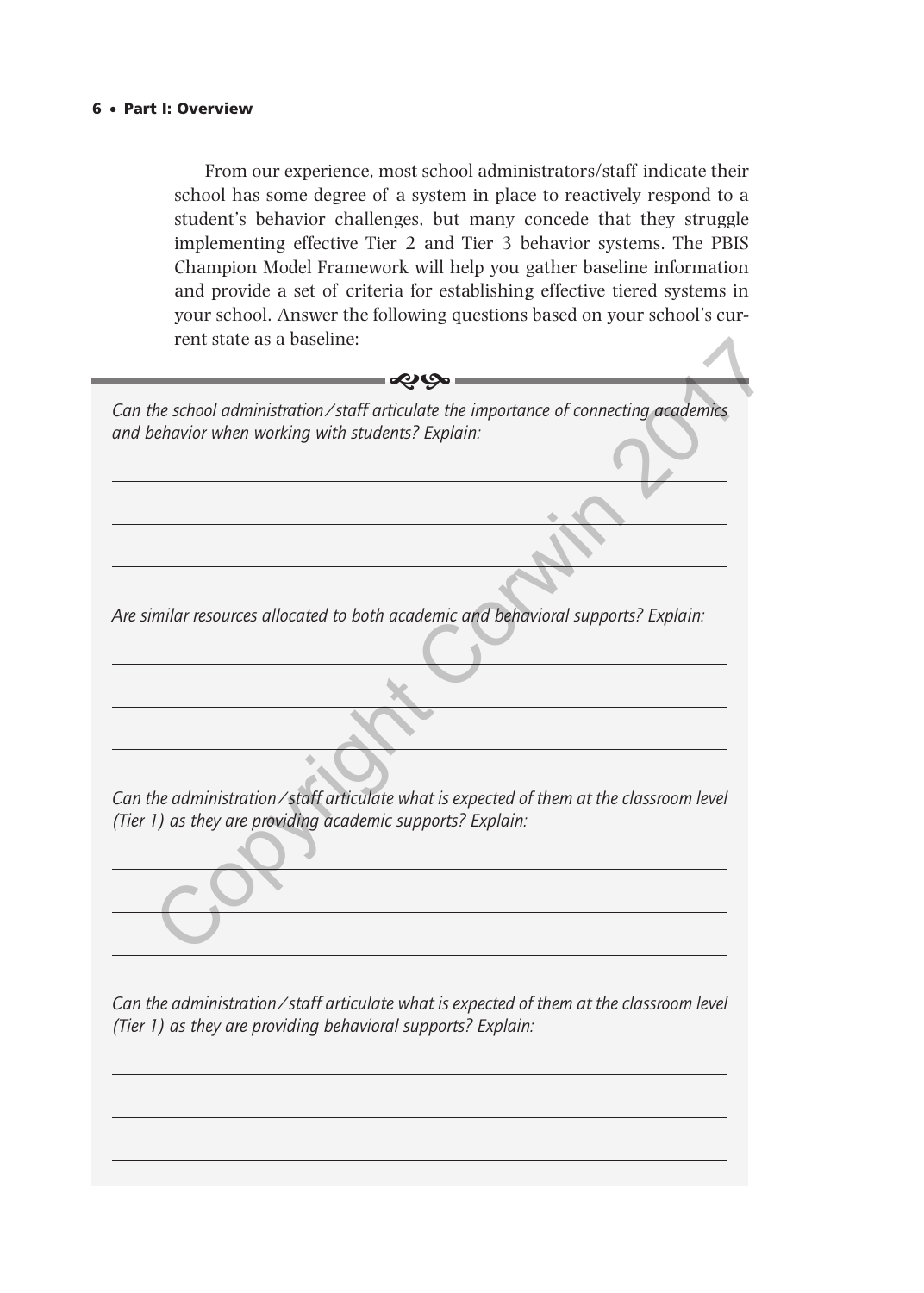From our experience, most school administrators/staff indicate their school has some degree of a system in place to reactively respond to a student's behavior challenges, but many concede that they struggle implementing effective Tier 2 and Tier 3 behavior systems. The PBIS Champion Model Framework will help you gather baseline information and provide a set of criteria for establishing effective tiered systems in your school. Answer the following questions based on your school's current state as a baseline:

*Can the school administration/staff articulate the importance of connecting academics and behavior when working with students? Explain:*

______________________________________________

______________________________________________

______________________________________________

*Are similar resources allocated to both academic and behavioral supports? Explain:*

______________________________________________

______________________________________________

______________________________________________

*Can the administration/staff articulate what is expected of them at the classroom level (Tier 1) as they are providing academic supports? Explain:*

______________________________________________

______________________________________________

______________________________________________

*Can the administration/staff articulate what is expected of them at the classroom level (Tier 1) as they are providing behavioral supports? Explain:*

______________________________________________

______________________________________________

______________________________________________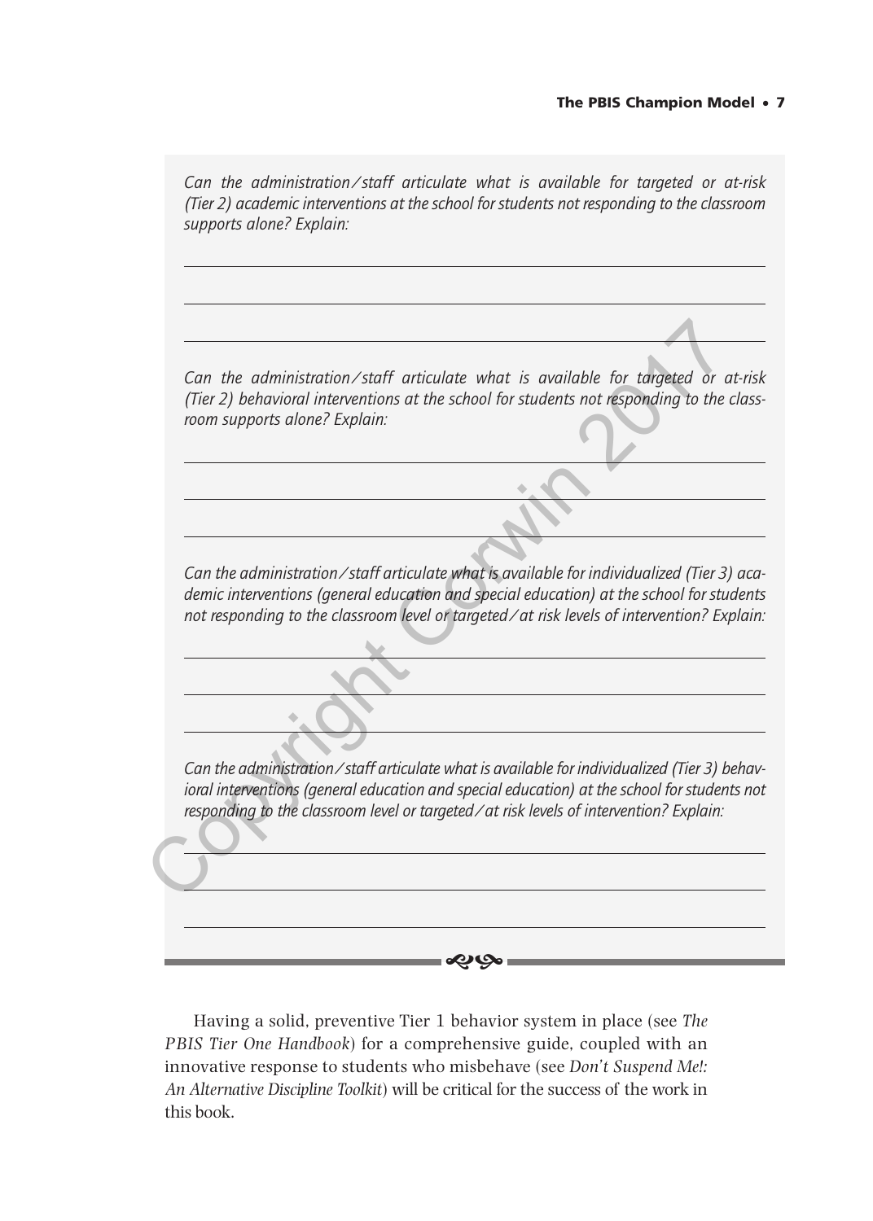*Can the administration/staff articulate what is available for targeted or at-risk (Tier 2) academic interventions at the school for students not responding to the classroom supports alone? Explain:*

___

___

___

*Can the administration/staff articulate what is available for targeted or at-risk (Tier 2) behavioral interventions at the school for students not responding to the classroom supports alone? Explain:*

___

___

___

*Can the administration/staff articulate what is available for individualized (Tier 3) academic interventions (general education and special education) at the school for students not responding to the classroom level or targeted/at risk levels of intervention? Explain:*

___

___

___

*Can the administration/staff articulate what is available for individualized (Tier 3) behavioral interventions (general education and special education) at the school for students not responding to the classroom level or targeted/at risk levels of intervention? Explain:*

___

___

___

Having a solid, preventive Tier 1 behavior system in place (see *The PBIS Tier One Handbook*) for a comprehensive guide, coupled with an innovative response to students who misbehave (see *Don't Suspend Me!: An Alternative Discipline Toolkit*) will be critical for the success of the work in this book.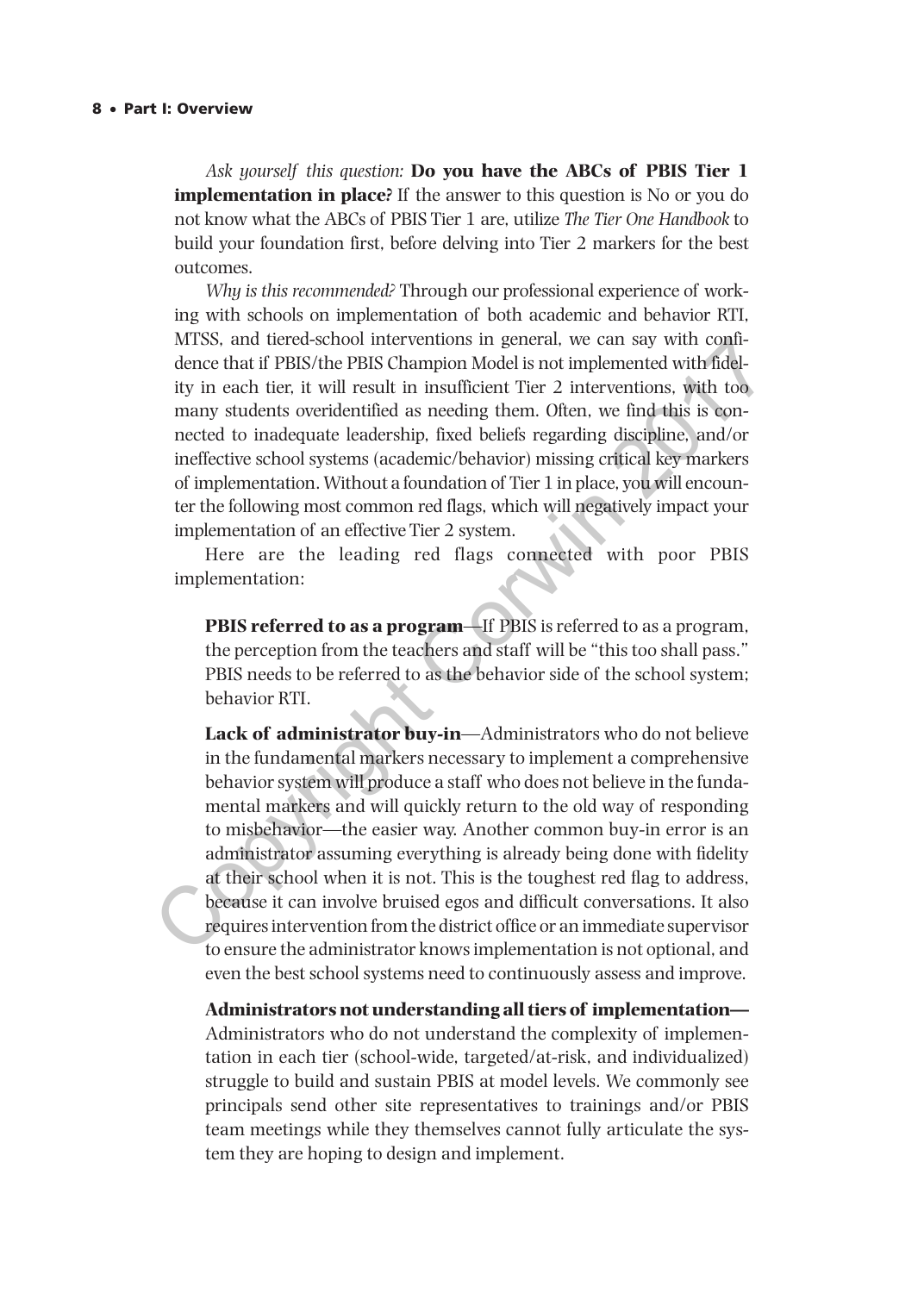*Ask yourself this question:* **Do you have the ABCs of PBIS Tier 1 implementation in place?** If the answer to this question is No or you do not know what the ABCs of PBIS Tier 1 are, utilize *The Tier One Handbook* to build your foundation first, before delving into Tier 2 markers for the best outcomes.

*Why is this recommended?* Through our professional experience of working with schools on implementation of both academic and behavior RTI, MTSS, and tiered-school interventions in general, we can say with confidence that if PBIS/the PBIS Champion Model is not implemented with fidelity in each tier, it will result in insufficient Tier 2 interventions, with too many students overidentified as needing them. Often, we find this is connected to inadequate leadership, fixed beliefs regarding discipline, and/or ineffective school systems (academic/behavior) missing critical key markers of implementation. Without a foundation of Tier 1 in place, you will encounter the following most common red flags, which will negatively impact your implementation of an effective Tier 2 system.

Here are the leading red flags connected with poor PBIS implementation:

**PBIS referred to as a program**—If PBIS is referred to as a program, the perception from the teachers and staff will be "this too shall pass." PBIS needs to be referred to as the behavior side of the school system; behavior RTI.

**Lack of administrator buy-in**—Administrators who do not believe in the fundamental markers necessary to implement a comprehensive behavior system will produce a staff who does not believe in the fundamental markers and will quickly return to the old way of responding to misbehavior—the easier way. Another common buy-in error is an administrator assuming everything is already being done with fidelity at their school when it is not. This is the toughest red flag to address, because it can involve bruised egos and difficult conversations. It also requires intervention from the district office or an immediate supervisor to ensure the administrator knows implementation is not optional, and even the best school systems need to continuously assess and improve.

**Administrators not understanding all tiers of implementation—** Administrators who do not understand the complexity of implementation in each tier (school-wide, targeted/at-risk, and individualized) struggle to build and sustain PBIS at model levels. We commonly see principals send other site representatives to trainings and/or PBIS team meetings while they themselves cannot fully articulate the system they are hoping to design and implement.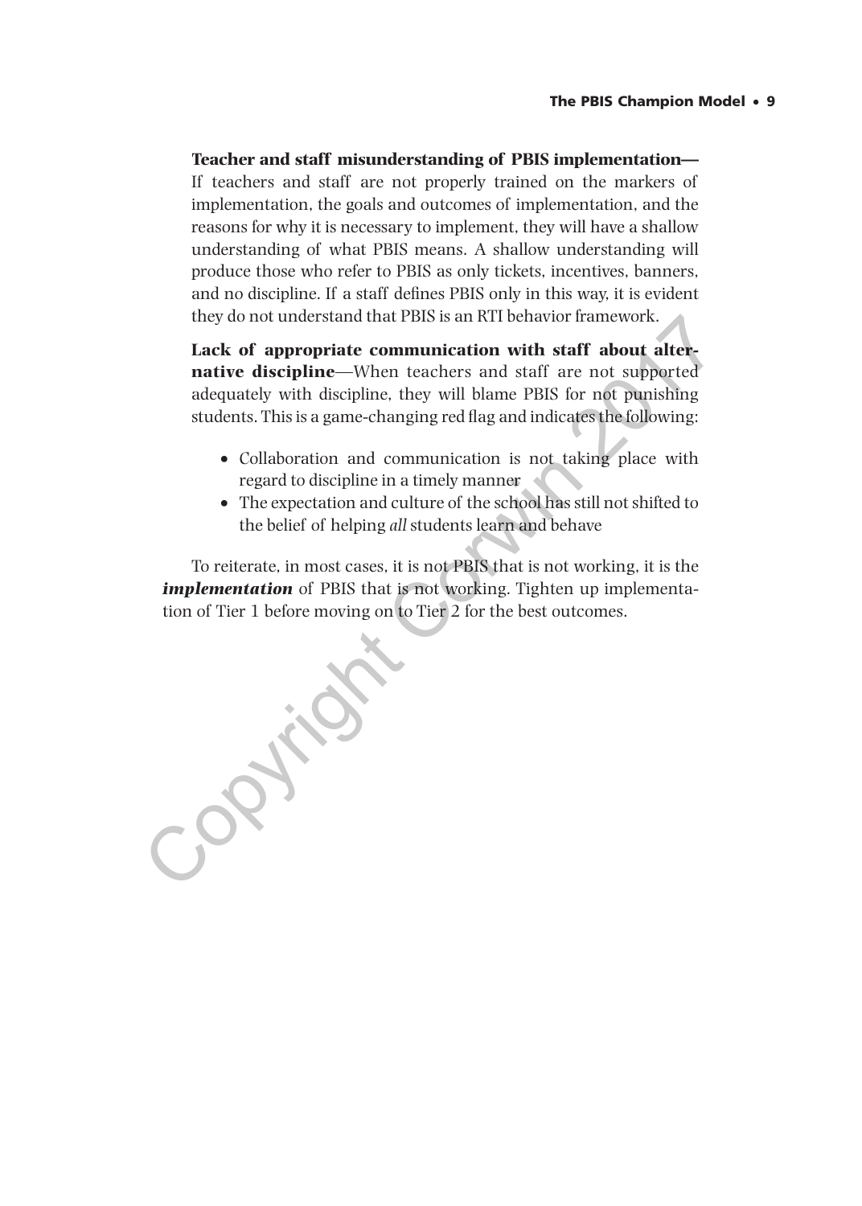**Teacher and staff misunderstanding of PBIS implementation—** If teachers and staff are not properly trained on the markers of implementation, the goals and outcomes of implementation, and the reasons for why it is necessary to implement, they will have a shallow understanding of what PBIS means. A shallow understanding will produce those who refer to PBIS as only tickets, incentives, banners, and no discipline. If a staff defines PBIS only in this way, it is evident they do not understand that PBIS is an RTI behavior framework.

**Lack of appropriate communication with staff about alternative discipline**—When teachers and staff are not supported adequately with discipline, they will blame PBIS for not punishing students. This is a game-changing red flag and indicates the following:

- Collaboration and communication is not taking place with regard to discipline in a timely manner
- The expectation and culture of the school has still not shifted to the belief of helping *all* students learn and behave

To reiterate, in most cases, it is not PBIS that is not working, it is the ***implementation*** of PBIS that is not working. Tighten up implementation of Tier 1 before moving on to Tier 2 for the best outcomes.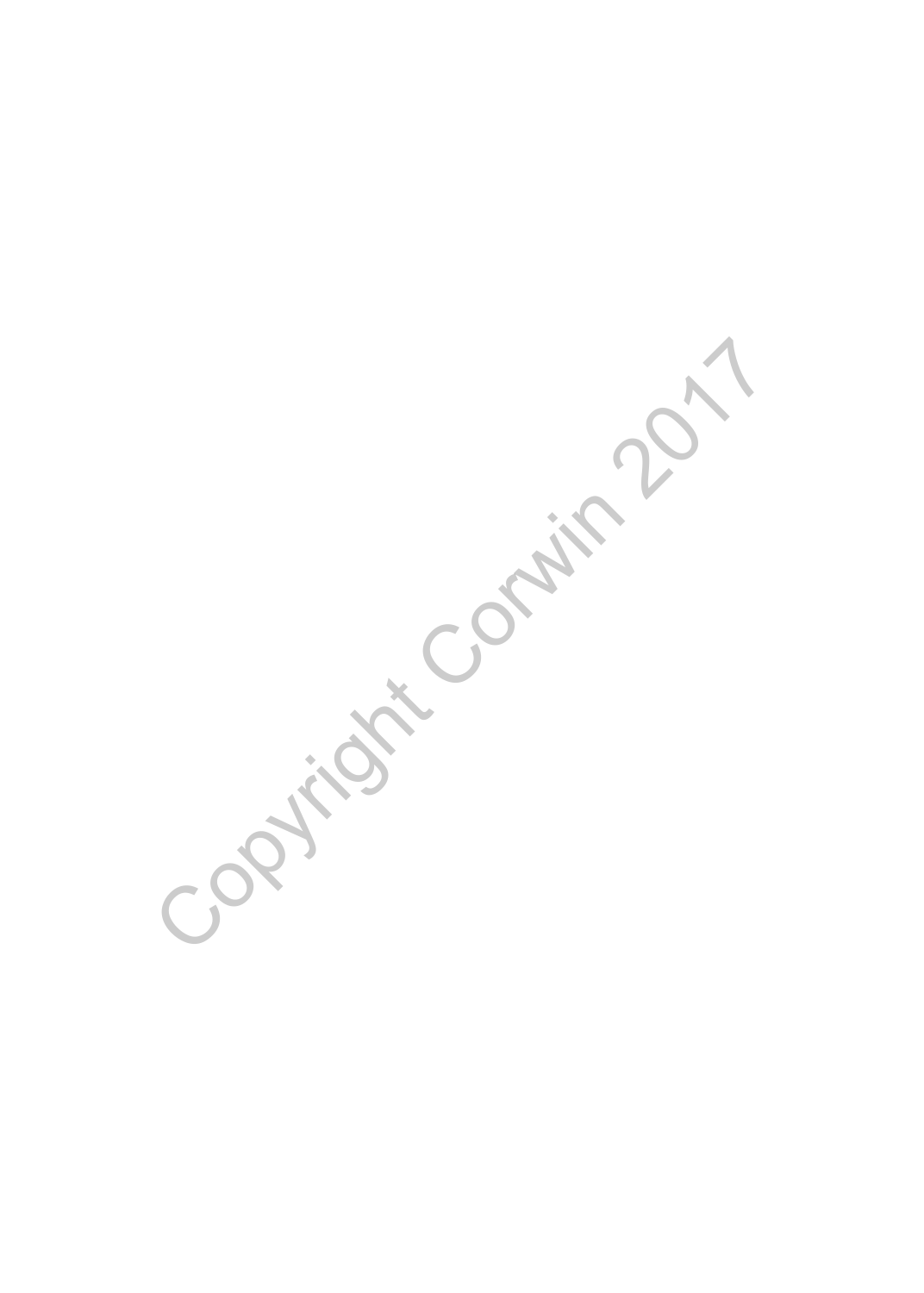Copyright Corwin 2017